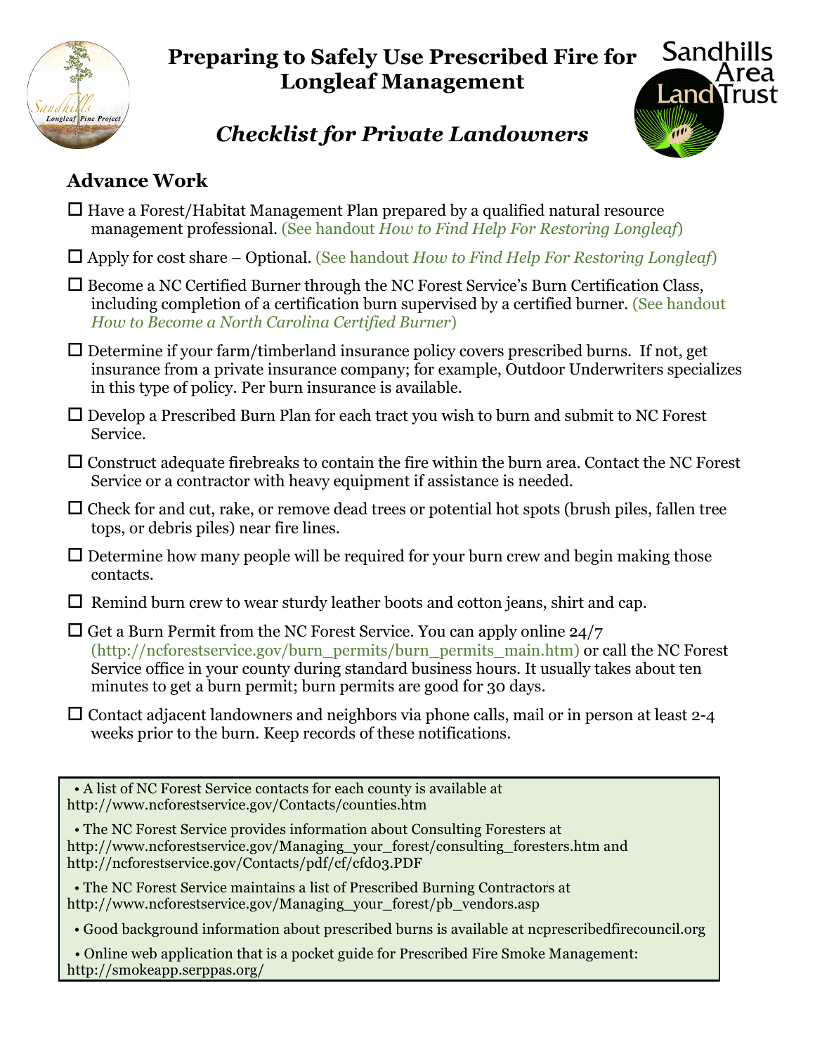# Preparing to Safely Use Prescribed Fire for Longleaf Management

## *Checklist for Private Landowners*

### Advance Work

- ☐ Have a Forest/Habitat Management Plan prepared by a qualified natural resource management professional. (See handout *How to Find Help For Restoring Longleaf*)
- ☐ Apply for cost share – Optional. (See handout *How to Find Help For Restoring Longleaf*)
- ☐ Become a NC Certified Burner through the NC Forest Service's Burn Certification Class, including completion of a certification burn supervised by a certified burner. (See handout *How to Become a North Carolina Certified Burner*)
- ☐ Determine if your farm/timberland insurance policy covers prescribed burns. If not, get insurance from a private insurance company; for example, Outdoor Underwriters specializes in this type of policy. Per burn insurance is available.
- ☐ Develop a Prescribed Burn Plan for each tract you wish to burn and submit to NC Forest Service.
- ☐ Construct adequate firebreaks to contain the fire within the burn area. Contact the NC Forest Service or a contractor with heavy equipment if assistance is needed.
- ☐ Check for and cut, rake, or remove dead trees or potential hot spots (brush piles, fallen tree tops, or debris piles) near fire lines.
- ☐ Determine how many people will be required for your burn crew and begin making those contacts.
- ☐ Remind burn crew to wear sturdy leather boots and cotton jeans, shirt and cap.
- ☐ Get a Burn Permit from the NC Forest Service. You can apply online 24/7 (http://ncforestservice.gov/burn_permits/burn_permits_main.htm) or call the NC Forest Service office in your county during standard business hours. It usually takes about ten minutes to get a burn permit; burn permits are good for 30 days.
- ☐ Contact adjacent landowners and neighbors via phone calls, mail or in person at least 2-4 weeks prior to the burn. Keep records of these notifications.

---

- A list of NC Forest Service contacts for each county is available at http://www.ncforestservice.gov/Contacts/counties.htm
- The NC Forest Service provides information about Consulting Foresters at http://www.ncforestservice.gov/Managing_your_forest/consulting_foresters.htm and http://ncforestservice.gov/Contacts/pdf/cf/cfd03.PDF
- The NC Forest Service maintains a list of Prescribed Burning Contractors at http://www.ncforestservice.gov/Managing_your_forest/pb_vendors.asp
- Good background information about prescribed burns is available at ncprescribedfirecouncil.org
- Online web application that is a pocket guide for Prescribed Fire Smoke Management: http://smokeapp.serppas.org/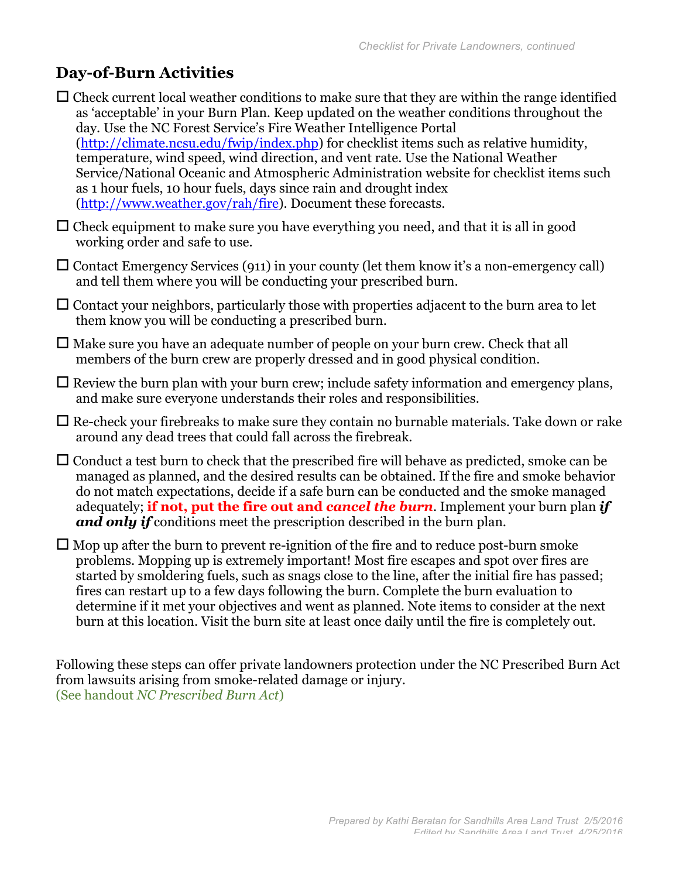## Day-of-Burn Activities

- ☐ Check current local weather conditions to make sure that they are within the range identified as 'acceptable' in your Burn Plan. Keep updated on the weather conditions throughout the day. Use the NC Forest Service's Fire Weather Intelligence Portal (http://climate.ncsu.edu/fwip/index.php) for checklist items such as relative humidity, temperature, wind speed, wind direction, and vent rate. Use the National Weather Service/National Oceanic and Atmospheric Administration website for checklist items such as 1 hour fuels, 10 hour fuels, days since rain and drought index (http://www.weather.gov/rah/fire). Document these forecasts.
- ☐ Check equipment to make sure you have everything you need, and that it is all in good working order and safe to use.
- ☐ Contact Emergency Services (911) in your county (let them know it's a non-emergency call) and tell them where you will be conducting your prescribed burn.
- ☐ Contact your neighbors, particularly those with properties adjacent to the burn area to let them know you will be conducting a prescribed burn.
- ☐ Make sure you have an adequate number of people on your burn crew. Check that all members of the burn crew are properly dressed and in good physical condition.
- ☐ Review the burn plan with your burn crew; include safety information and emergency plans, and make sure everyone understands their roles and responsibilities.
- ☐ Re-check your firebreaks to make sure they contain no burnable materials. Take down or rake around any dead trees that could fall across the firebreak.
- ☐ Conduct a test burn to check that the prescribed fire will behave as predicted, smoke can be managed as planned, and the desired results can be obtained. If the fire and smoke behavior do not match expectations, decide if a safe burn can be conducted and the smoke managed adequately; **if not, put the fire out and *cancel the burn***. Implement your burn plan ***if and only if*** conditions meet the prescription described in the burn plan.
- ☐ Mop up after the burn to prevent re-ignition of the fire and to reduce post-burn smoke problems. Mopping up is extremely important! Most fire escapes and spot over fires are started by smoldering fuels, such as snags close to the line, after the initial fire has passed; fires can restart up to a few days following the burn. Complete the burn evaluation to determine if it met your objectives and went as planned. Note items to consider at the next burn at this location. Visit the burn site at least once daily until the fire is completely out.

Following these steps can offer private landowners protection under the NC Prescribed Burn Act from lawsuits arising from smoke-related damage or injury.
(See handout *NC Prescribed Burn Act*)

*Prepared by Kathi Beratan for Sandhills Area Land Trust 2/5/2016*
*Edited by Sandhills Area Land Trust 4/25/2016*